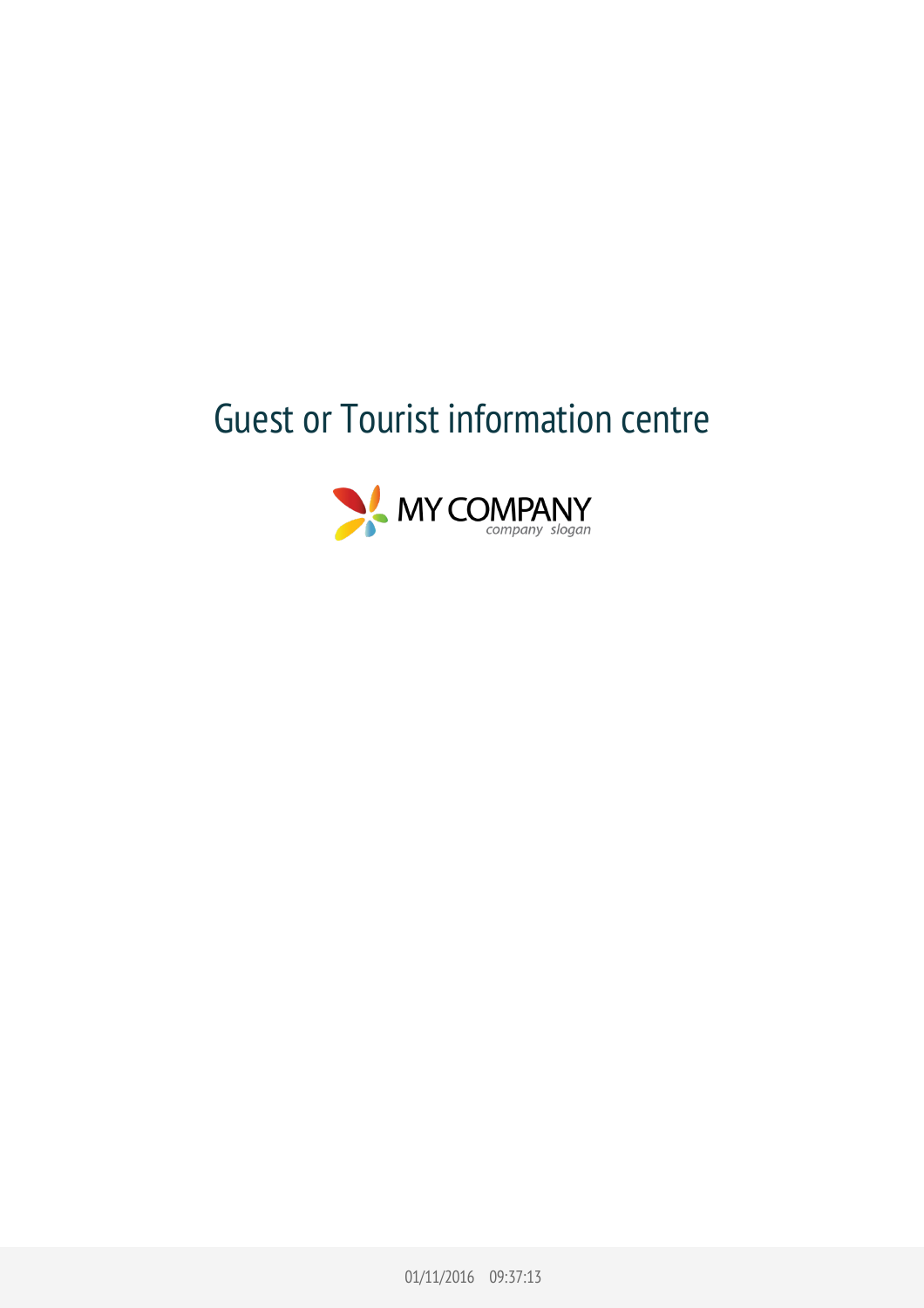# Guest or Tourist information centre

MY COMPANY

*company slogan*

01/11/2016 09:37:13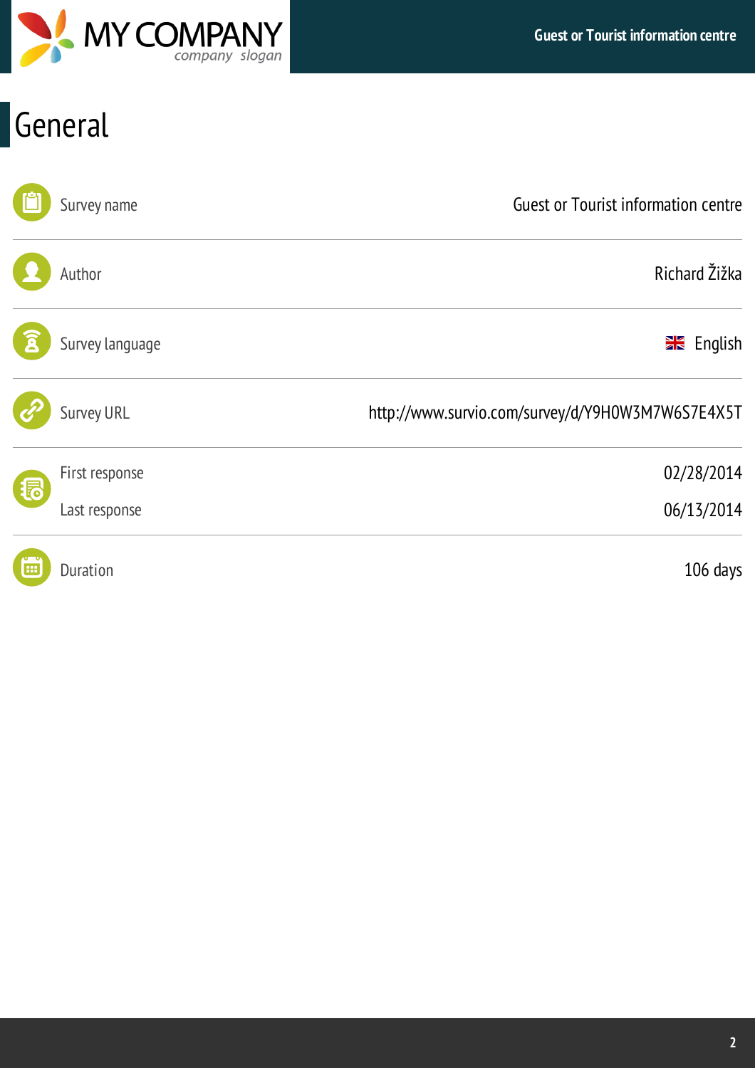# General

| | |
|---|---|
| Survey name | Guest or Tourist information centre |
| Author | Richard Žižka |
| Survey language | English |
| Survey URL | http://www.survio.com/survey/d/Y9H0W3M7W6S7E4X5T |
| First response | 02/28/2014 |
| Last response | 06/13/2014 |
| Duration | 106 days |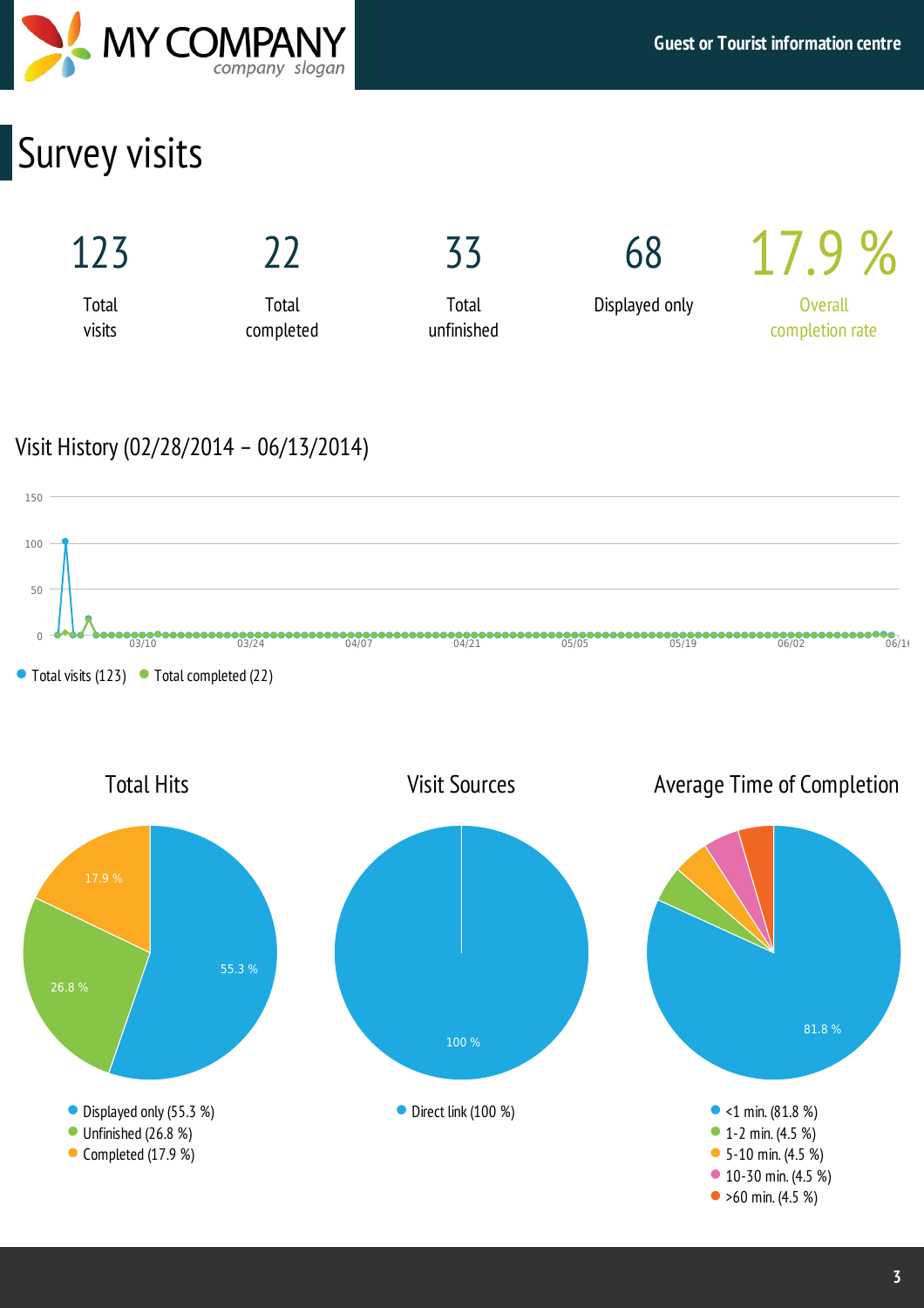# Survey visits

| 123 | 22 | 33 | 68 | 17.9 % |
|---|---|---|---|---|
| Total visits | Total completed | Total unfinished | Displayed only | Overall completion rate |

## Visit History (02/28/2014 – 06/13/2014)

- Total visits (123)
- Total completed (22)

### Total Hits

- Displayed only (55.3 %)
- Unfinished (26.8 %)
- Completed (17.9 %)

### Visit Sources

- Direct link (100 %)

### Average Time of Completion

- <1 min. (81.8 %)
- 1-2 min. (4.5 %)
- 5-10 min. (4.5 %)
- 10-30 min. (4.5 %)
- >60 min. (4.5 %)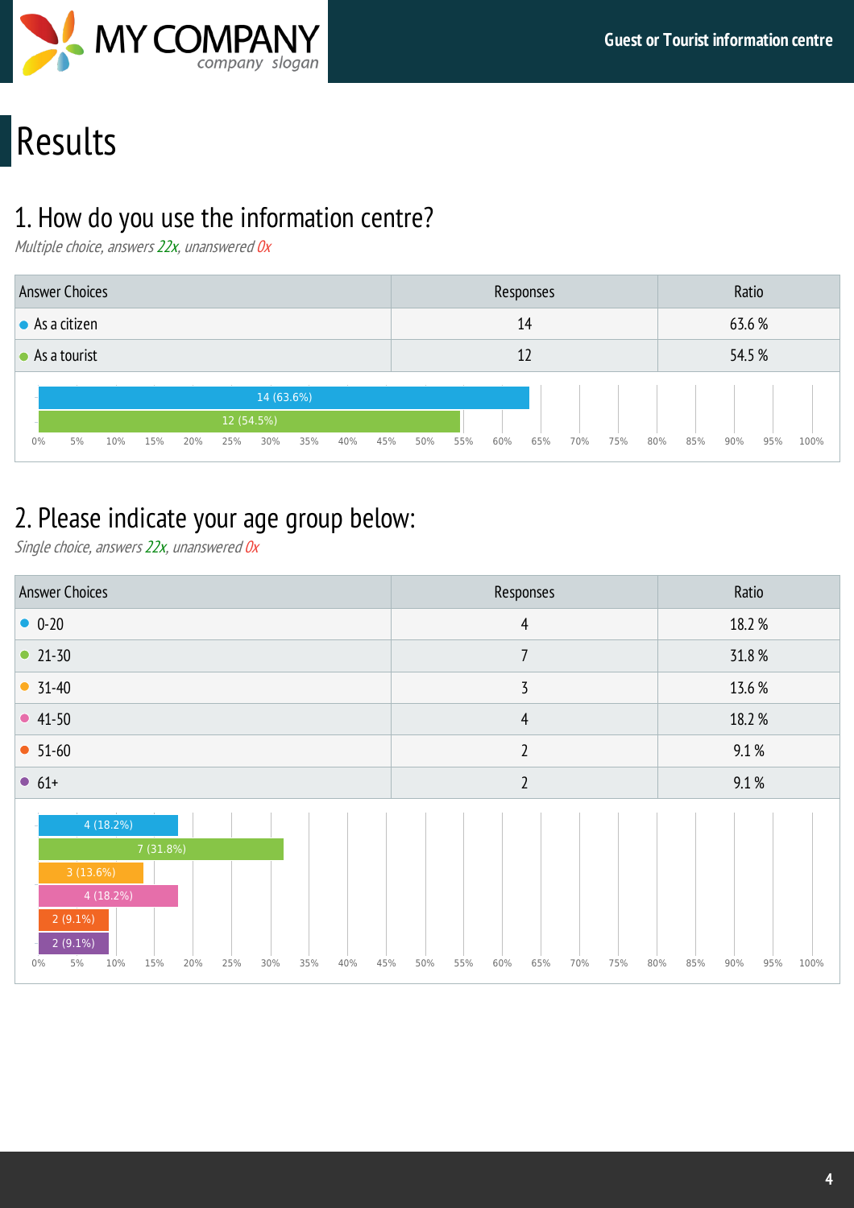# Results

## 1. How do you use the information centre?

*Multiple choice, answers 22x, unanswered 0x*

| Answer Choices | Responses | Ratio |
|---|---|---|
| As a citizen | 14 | 63.6 % |
| As a tourist | 12 | 54.5 % |

## 2. Please indicate your age group below:

*Single choice, answers 22x, unanswered 0x*

| Answer Choices | Responses | Ratio |
|---|---|---|
| 0-20 | 4 | 18.2 % |
| 21-30 | 7 | 31.8 % |
| 31-40 | 3 | 13.6 % |
| 41-50 | 4 | 18.2 % |
| 51-60 | 2 | 9.1 % |
| 61+ | 2 | 9.1 % |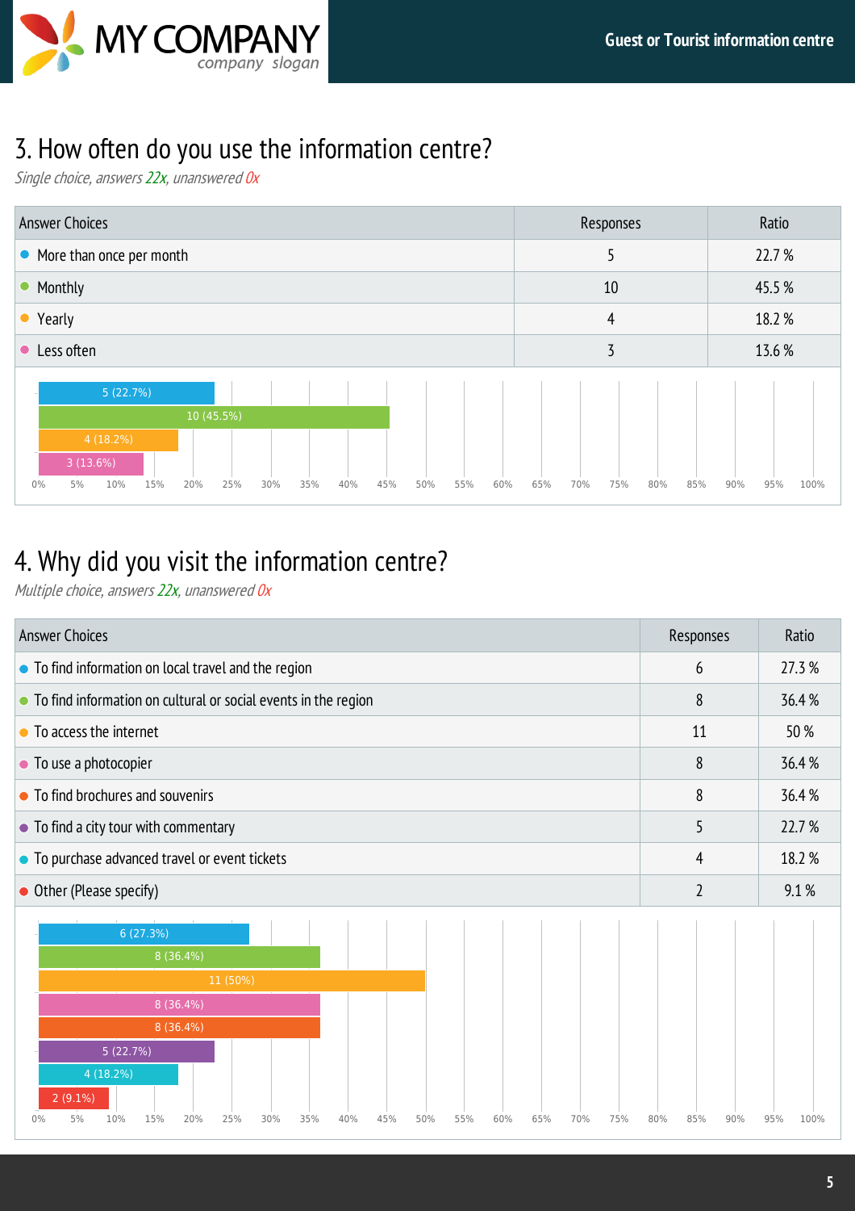## 3. How often do you use the information centre?

*Single choice, answers 22x, unanswered 0x*

| Answer Choices | Responses | Ratio |
|---|---|---|
| More than once per month | 5 | 22.7 % |
| Monthly | 10 | 45.5 % |
| Yearly | 4 | 18.2 % |
| Less often | 3 | 13.6 % |

## 4. Why did you visit the information centre?

*Multiple choice, answers 22x, unanswered 0x*

| Answer Choices | Responses | Ratio |
|---|---|---|
| To find information on local travel and the region | 6 | 27.3 % |
| To find information on cultural or social events in the region | 8 | 36.4 % |
| To access the internet | 11 | 50 % |
| To use a photocopier | 8 | 36.4 % |
| To find brochures and souvenirs | 8 | 36.4 % |
| To find a city tour with commentary | 5 | 22.7 % |
| To purchase advanced travel or event tickets | 4 | 18.2 % |
| Other (Please specify) | 2 | 9.1 % |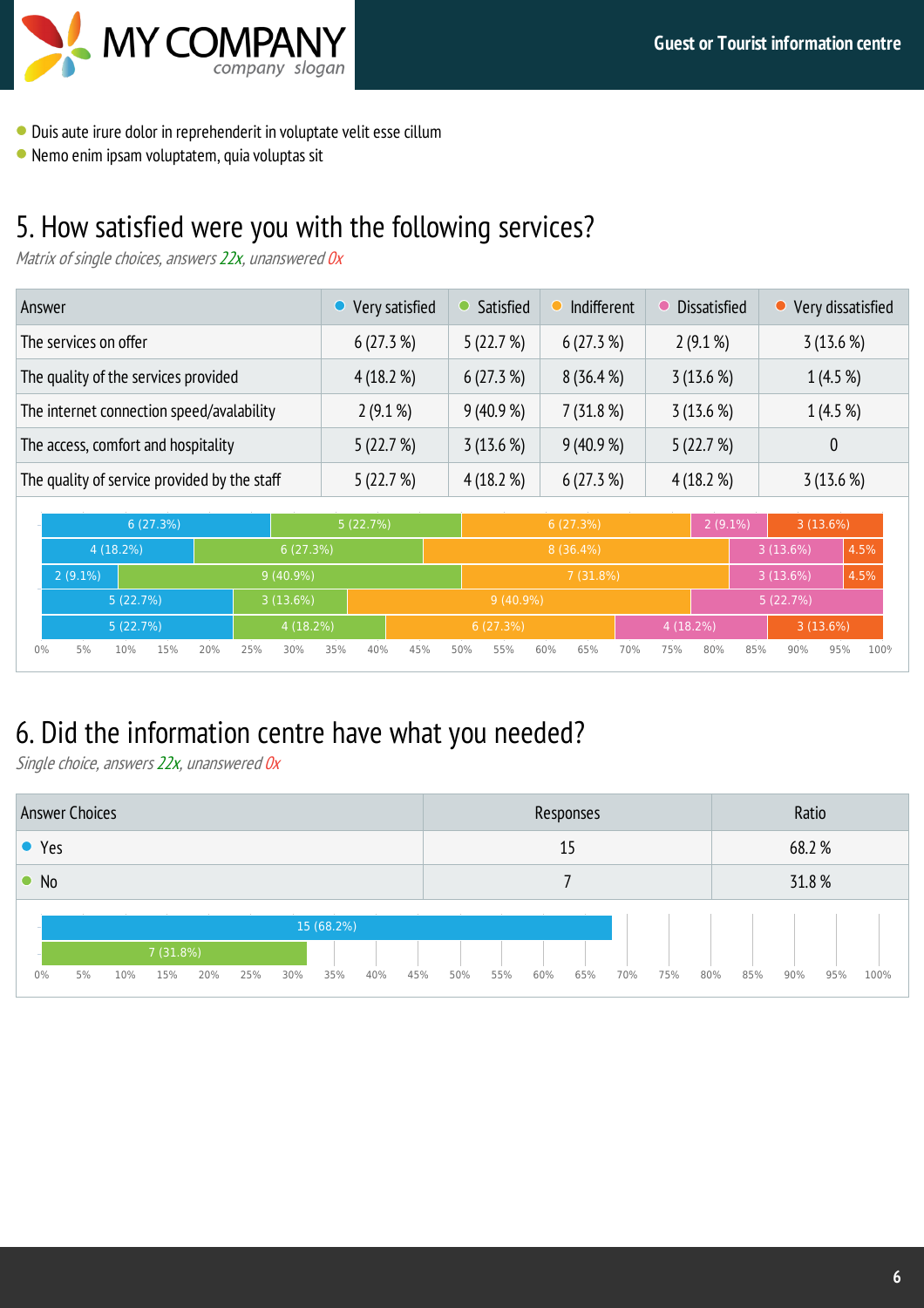- Duis aute irure dolor in reprehenderit in voluptate velit esse cillum
- Nemo enim ipsam voluptatem, quia voluptas sit

## 5. How satisfied were you with the following services?

*Matrix of single choices, answers 22x, unanswered 0x*

| Answer | Very satisfied | Satisfied | Indifferent | Dissatisfied | Very dissatisfied |
|---|---|---|---|---|---|
| The services on offer | 6 (27.3 %) | 5 (22.7 %) | 6 (27.3 %) | 2 (9.1 %) | 3 (13.6 %) |
| The quality of the services provided | 4 (18.2 %) | 6 (27.3 %) | 8 (36.4 %) | 3 (13.6 %) | 1 (4.5 %) |
| The internet connection speed/avalability | 2 (9.1 %) | 9 (40.9 %) | 7 (31.8 %) | 3 (13.6 %) | 1 (4.5 %) |
| The access, comfort and hospitality | 5 (22.7 %) | 3 (13.6 %) | 9 (40.9 %) | 5 (22.7 %) | 0 |
| The quality of service provided by the staff | 5 (22.7 %) | 4 (18.2 %) | 6 (27.3 %) | 4 (18.2 %) | 3 (13.6 %) |

## 6. Did the information centre have what you needed?

*Single choice, answers 22x, unanswered 0x*

| Answer Choices | Responses | Ratio |
|---|---|---|
| Yes | 15 | 68.2 % |
| No | 7 | 31.8 % |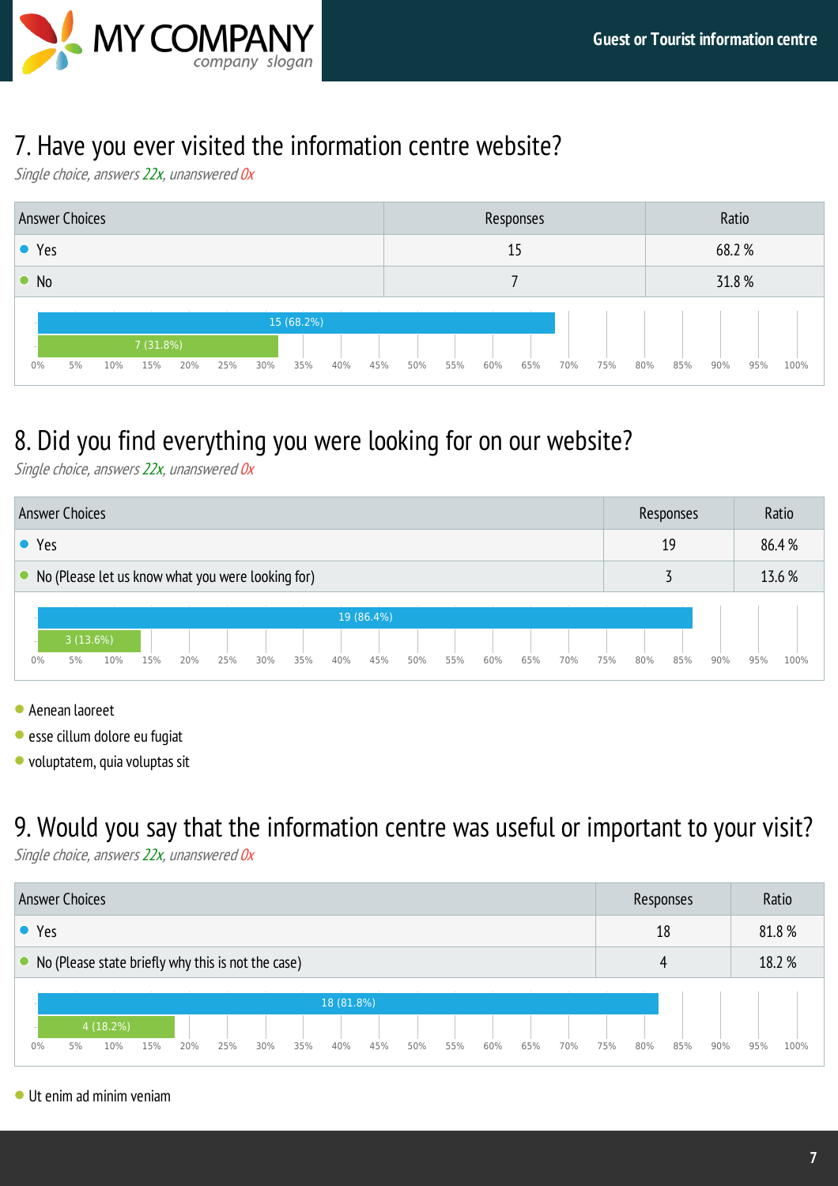## 7. Have you ever visited the information centre website?

*Single choice, answers 22x, unanswered 0x*

| Answer Choices | Responses | Ratio |
|---|---|---|
| Yes | 15 | 68.2 % |
| No | 7 | 31.8 % |

## 8. Did you find everything you were looking for on our website?

*Single choice, answers 22x, unanswered 0x*

| Answer Choices | Responses | Ratio |
|---|---|---|
| Yes | 19 | 86.4 % |
| No (Please let us know what you were looking for) | 3 | 13.6 % |

- Aenean laoreet
- esse cillum dolore eu fugiat
- voluptatem, quia voluptas sit

## 9. Would you say that the information centre was useful or important to your visit?

*Single choice, answers 22x, unanswered 0x*

| Answer Choices | Responses | Ratio |
|---|---|---|
| Yes | 18 | 81.8 % |
| No (Please state briefly why this is not the case) | 4 | 18.2 % |

- Ut enim ad minim veniam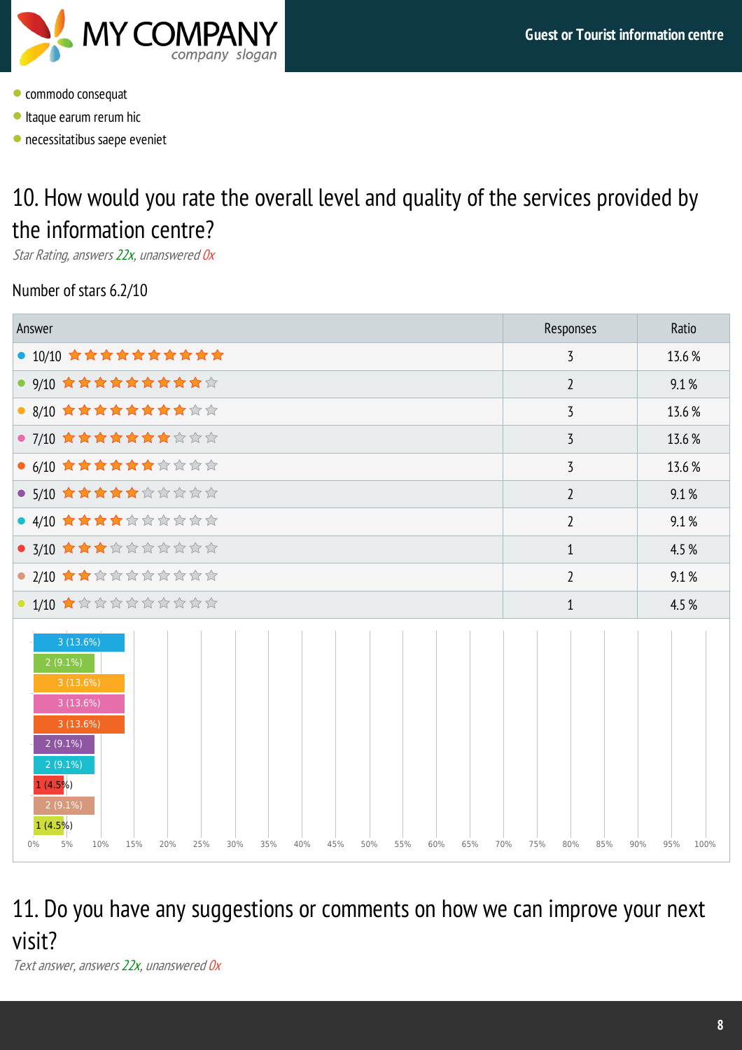- commodo consequat
- Itaque earum rerum hic
- necessitatibus saepe eveniet

## 10. How would you rate the overall level and quality of the services provided by the information centre?

*Star Rating, answers 22x, unanswered 0x*

Number of stars 6.2/10

| Answer | Responses | Ratio |
|---|---|---|
| 10/10 | 3 | 13.6 % |
| 9/10 | 2 | 9.1 % |
| 8/10 | 3 | 13.6 % |
| 7/10 | 3 | 13.6 % |
| 6/10 | 3 | 13.6 % |
| 5/10 | 2 | 9.1 % |
| 4/10 | 2 | 9.1 % |
| 3/10 | 1 | 4.5 % |
| 2/10 | 2 | 9.1 % |
| 1/10 | 1 | 4.5 % |

## 11. Do you have any suggestions or comments on how we can improve your next visit?

*Text answer, answers 22x, unanswered 0x*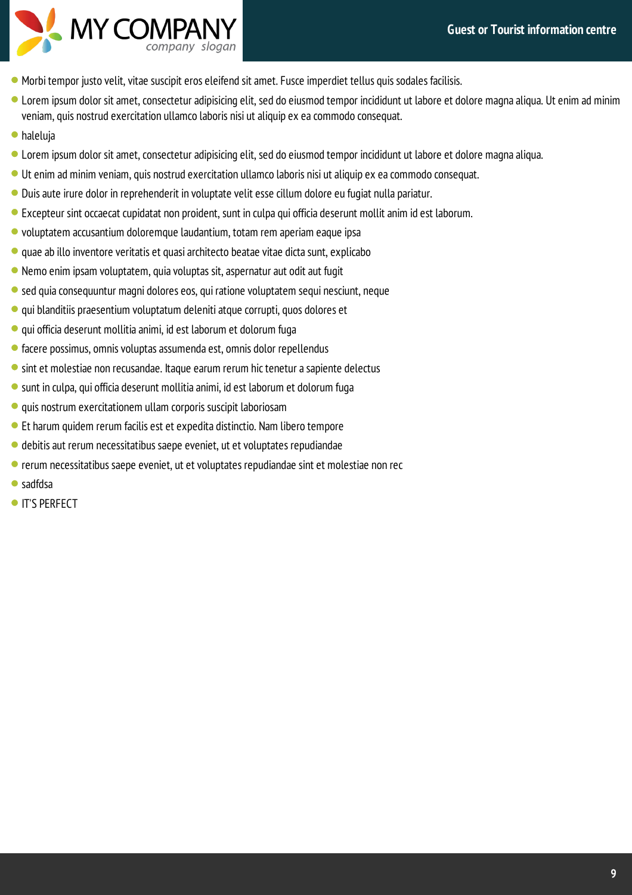- Morbi tempor justo velit, vitae suscipit eros eleifend sit amet. Fusce imperdiet tellus quis sodales facilisis.
- Lorem ipsum dolor sit amet, consectetur adipisicing elit, sed do eiusmod tempor incididunt ut labore et dolore magna aliqua. Ut enim ad minim veniam, quis nostrud exercitation ullamco laboris nisi ut aliquip ex ea commodo consequat.
- haleluja
- Lorem ipsum dolor sit amet, consectetur adipisicing elit, sed do eiusmod tempor incididunt ut labore et dolore magna aliqua.
- Ut enim ad minim veniam, quis nostrud exercitation ullamco laboris nisi ut aliquip ex ea commodo consequat.
- Duis aute irure dolor in reprehenderit in voluptate velit esse cillum dolore eu fugiat nulla pariatur.
- Excepteur sint occaecat cupidatat non proident, sunt in culpa qui officia deserunt mollit anim id est laborum.
- voluptatem accusantium doloremque laudantium, totam rem aperiam eaque ipsa
- quae ab illo inventore veritatis et quasi architecto beatae vitae dicta sunt, explicabo
- Nemo enim ipsam voluptatem, quia voluptas sit, aspernatur aut odit aut fugit
- sed quia consequuntur magni dolores eos, qui ratione voluptatem sequi nesciunt, neque
- qui blanditiis praesentium voluptatum deleniti atque corrupti, quos dolores et
- qui officia deserunt mollitia animi, id est laborum et dolorum fuga
- facere possimus, omnis voluptas assumenda est, omnis dolor repellendus
- sint et molestiae non recusandae. Itaque earum rerum hic tenetur a sapiente delectus
- sunt in culpa, qui officia deserunt mollitia animi, id est laborum et dolorum fuga
- quis nostrum exercitationem ullam corporis suscipit laboriosam
- Et harum quidem rerum facilis est et expedita distinctio. Nam libero tempore
- debitis aut rerum necessitatibus saepe eveniet, ut et voluptates repudiandae
- rerum necessitatibus saepe eveniet, ut et voluptates repudiandae sint et molestiae non rec
- sadfdsa
- IT'S PERFECT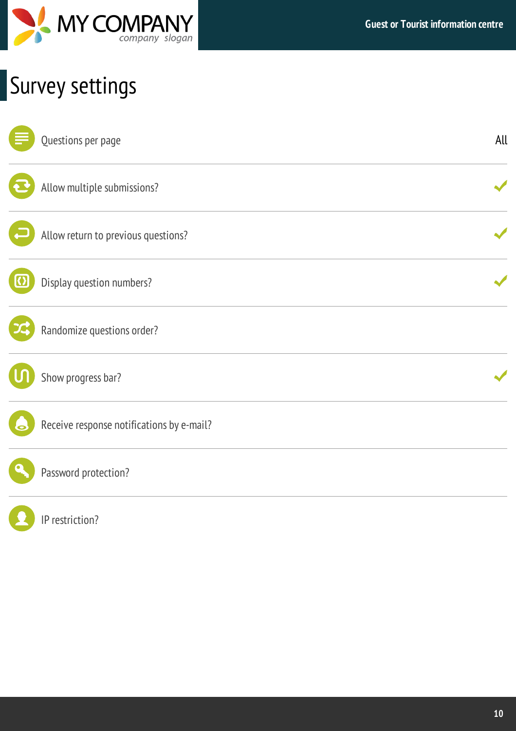# Survey settings

| Setting | Value |
|---|---|
| Questions per page | All |
| Allow multiple submissions? | ✓ |
| Allow return to previous questions? | ✓ |
| Display question numbers? | ✓ |
| Randomize questions order? | |
| Show progress bar? | ✓ |
| Receive response notifications by e-mail? | |
| Password protection? | |
| IP restriction? | |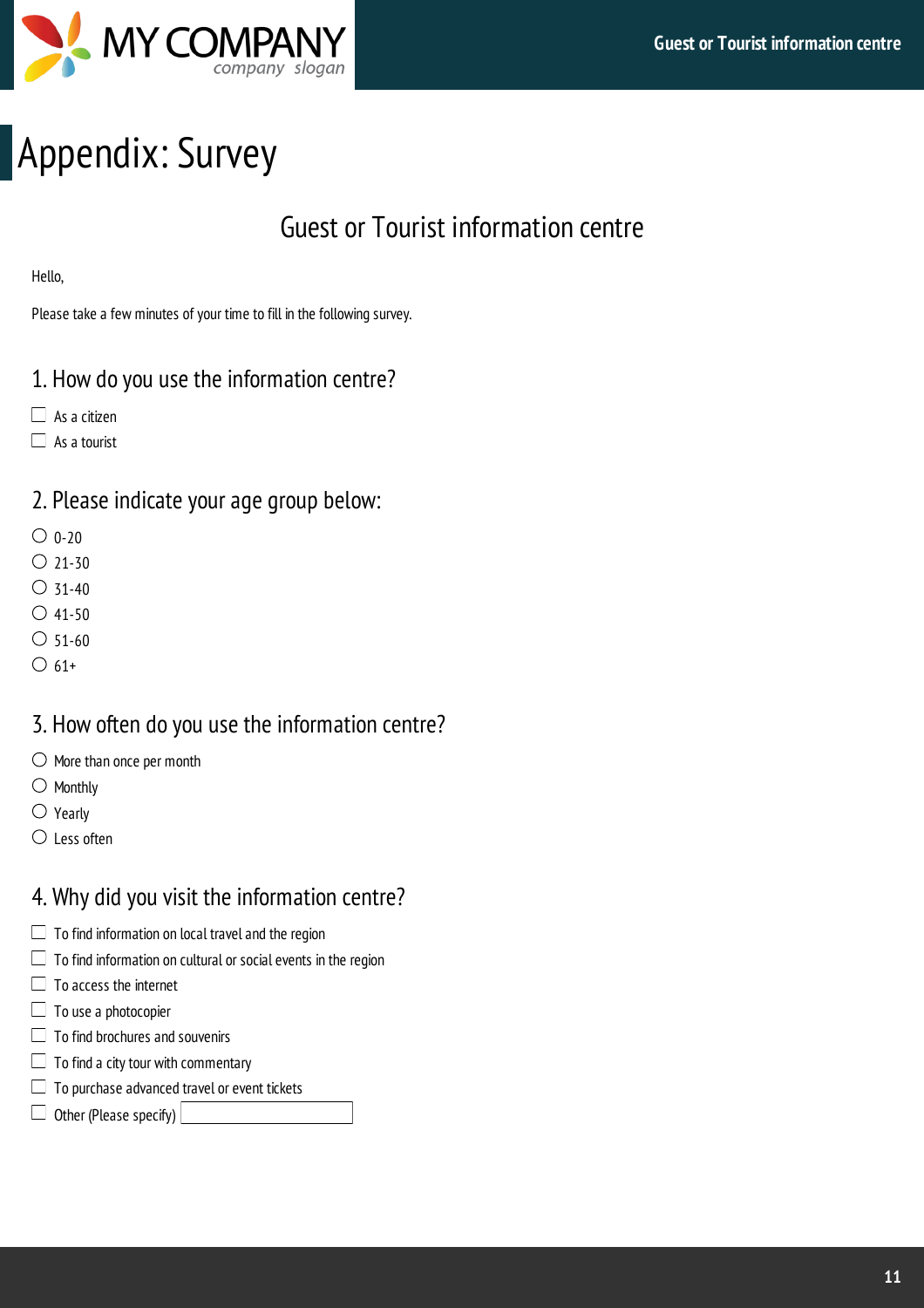# Appendix: Survey

## Guest or Tourist information centre

Hello,

Please take a few minutes of your time to fill in the following survey.

### 1. How do you use the information centre?

- ☐ As a citizen
- ☐ As a tourist

### 2. Please indicate your age group below:

- ○ 0-20
- ○ 21-30
- ○ 31-40
- ○ 41-50
- ○ 51-60
- ○ 61+

### 3. How often do you use the information centre?

- ○ More than once per month
- ○ Monthly
- ○ Yearly
- ○ Less often

### 4. Why did you visit the information centre?

- ☐ To find information on local travel and the region
- ☐ To find information on cultural or social events in the region
- ☐ To access the internet
- ☐ To use a photocopier
- ☐ To find brochures and souvenirs
- ☐ To find a city tour with commentary
- ☐ To purchase advanced travel or event tickets
- ☐ Other (Please specify) ____________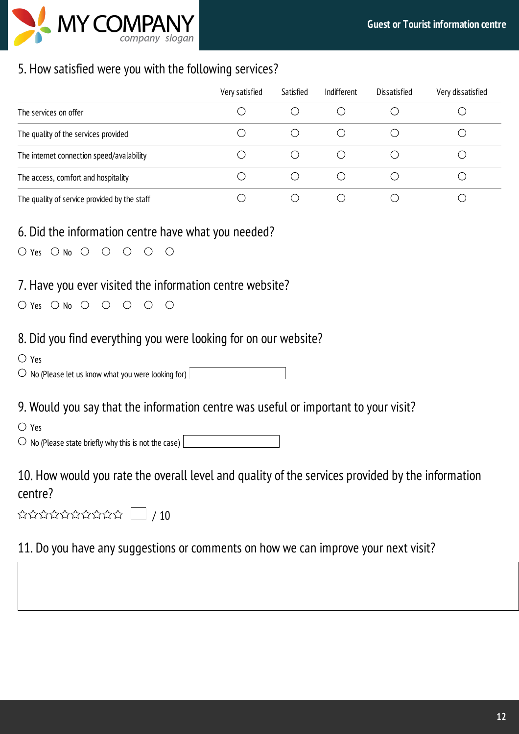## 5. How satisfied were you with the following services?

| | Very satisfied | Satisfied | Indifferent | Dissatisfied | Very dissatisfied |
|---|---|---|---|---|---|
| The services on offer | ○ | ○ | ○ | ○ | ○ |
| The quality of the services provided | ○ | ○ | ○ | ○ | ○ |
| The internet connection speed/avalability | ○ | ○ | ○ | ○ | ○ |
| The access, comfort and hospitality | ○ | ○ | ○ | ○ | ○ |
| The quality of service provided by the staff | ○ | ○ | ○ | ○ | ○ |

## 6. Did the information centre have what you needed?

○ Yes ○ No ○ ○ ○ ○ ○

## 7. Have you ever visited the information centre website?

○ Yes ○ No ○ ○ ○ ○ ○

## 8. Did you find everything you were looking for on our website?

○ Yes

○ No (Please let us know what you were looking for) ____________

## 9. Would you say that the information centre was useful or important to your visit?

○ Yes

○ No (Please state briefly why this is not the case) ____________

## 10. How would you rate the overall level and quality of the services provided by the information centre?

☆☆☆☆☆☆☆☆☆☆ ___ / 10

## 11. Do you have any suggestions or comments on how we can improve your next visit?

____________